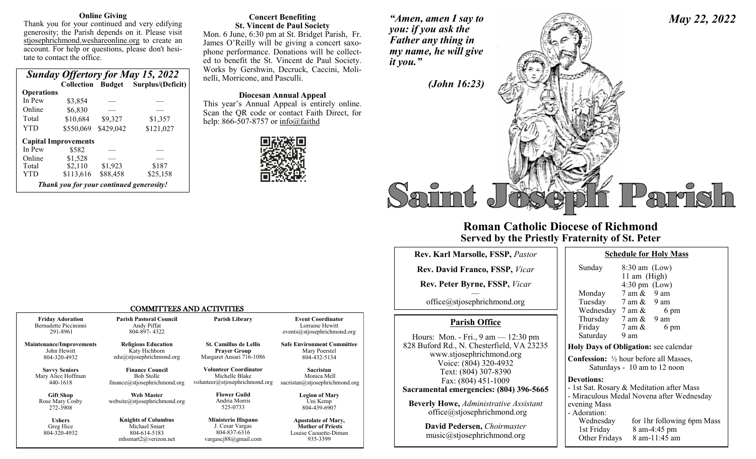**Online Giving**

Thank you for your continued and very edifying generosity; the Parish depends on it. Please visit stjosephrichmond.weshareonline.org to create an account. For help or questions, please don't hesitate to contact the office.

***Sunday Offertory for May 15, 2022***

| | Collection | Budget | Surplus/(Deficit) |
|---|---|---|---|
| **Operations** | | | |
| In Pew | $3,854 | — | — |
| Online | $6,830 | — | — |
| Total | $10,684 | $9,327 | $1,357 |
| YTD | $550,069 | $429,042 | $121,027 |
| **Capital Improvements** | | | |
| In Pew | $582 | — | — |
| Online | $1,528 | — | — |
| Total | $2,110 | $1,923 | $187 |
| YTD | $113,616 | $88,458 | $25,158 |

***Thank you for your continued generosity!***

**Concert Benefiting St. Vincent de Paul Society**

Mon. 6 June, 6:30 pm at St. Bridget Parish, Fr. James O'Reilly will be giving a concert saxophone performance. Donations will be collected to benefit the St. Vincent de Paul Society. Works by Gershwin, Decruck, Caccini, Molinelli, Morricone, and Pasculli.

**Diocesan Annual Appeal**

This year's Annual Appeal is entirely online. Scan the QR code or contact Faith Direct, for help: 866-507-8757 or info@faithd

## COMMITTEES AND ACTIVITIES

| | | | |
|---|---|---|---|
| **Friday Adoration**<br>Bernadette Piccininni<br>291-8961 | **Parish Pastoral Council**<br>Andy Piffat<br>804-897- 4322 | **Parish Library** | **Event Coordinator**<br>Lorraine Hewitt<br>events@stjosephrichmond.org |
| **Maintenance/Improvements**<br>John Hewitt<br>804-320-4932 | **Religious Education**<br>Katy Hichborn<br>edu@stjosephrichmond.org | **St. Camillus de Lellis Prayer Group**<br>Margaret Ansari 716-1086 | **Safe Environment Committee**<br>Mary Poerstel<br>804-432-5134 |
| **Savvy Seniors**<br>Mary Alice Hoffman<br>440-1618 | **Finance Council**<br>Bob Stolle<br>finance@stjosephrichmond.org | **Volunteer Coordinator**<br>Michelle Blake<br>volunteer@stjosephrichmond.org | **Sacristan**<br>Monica Mell<br>sacristan@stjosephrichmond.org |
| **Gift Shop**<br>Rose Mary Cosby<br>272-3908 | **Web Master**<br>website@stjosephrichmond.org | **Flower Guild**<br>Andria Morris<br>525-0733 | **Legion of Mary**<br>Uni Kemp<br>804-439-6907 |
| **Ushers**<br>Greg Hice<br>804-320-4932 | **Knights of Columbus**<br>Michael Smart<br>804-614-5183<br>mhsmart2@verizon.net | **Ministerio Hispano**<br>J. Cesar Vargas<br>804-837-6316<br>vargascj88@gmail.com | **Apostolate of Mary, Mother of Priests**<br>Louise Caouette-Diman<br>935-3399 |

***"Amen, amen I say to you: if you ask the Father any thing in my name, he will give it you."***

***(John 16:23)***

***May 22, 2022***

# Saint Joseph Parish

## Roman Catholic Diocese of Richmond
### Served by the Priestly Fraternity of St. Peter

**Rev. Karl Marsolle, FSSP,** *Pastor*

**Rev. David Franco, FSSP,** *Vicar*

**Rev. Peter Byrne, FSSP,** *Vicar*

—

office@stjosephrichmond.org

### Parish Office

Hours: Mon. - Fri., 9 am — 12:30 pm
828 Buford Rd., N. Chesterfield, VA 23235
www.stjosephrichmond.org
Voice: (804) 320-4932
Text: (804) 307-8390
Fax: (804) 451-1009
**Sacramental emergencies: (804) 396-5665**

**Beverly Howe,** *Administrative Assistant*
office@stjosephrichmond.org

**David Pedersen,** *Choirmaster*
music@stjosephrichmond.org

### Schedule for Holy Mass

| | |
|---|---|
| Sunday | 8:30 am (Low)<br>11 am (High)<br>4:30 pm (Low) |
| Monday | 7 am & 9 am |
| Tuesday | 7 am & 9 am |
| Wednesday | 7 am & 6 pm |
| Thursday | 7 am & 9 am |
| Friday | 7 am & 6 pm |
| Saturday | 9 am |

**Holy Days of Obligation:** see calendar

**Confession:** ½ hour before all Masses, Saturdays - 10 am to 12 noon

**Devotions:**
- 1st Sat. Rosary & Meditation after Mass
- Miraculous Medal Novena after Wednesday evening Mass
- Adoration:
  - Wednesday for 1hr following 6pm Mass
  - 1st Friday 8 am-4:45 pm
  - Other Fridays 8 am-11:45 am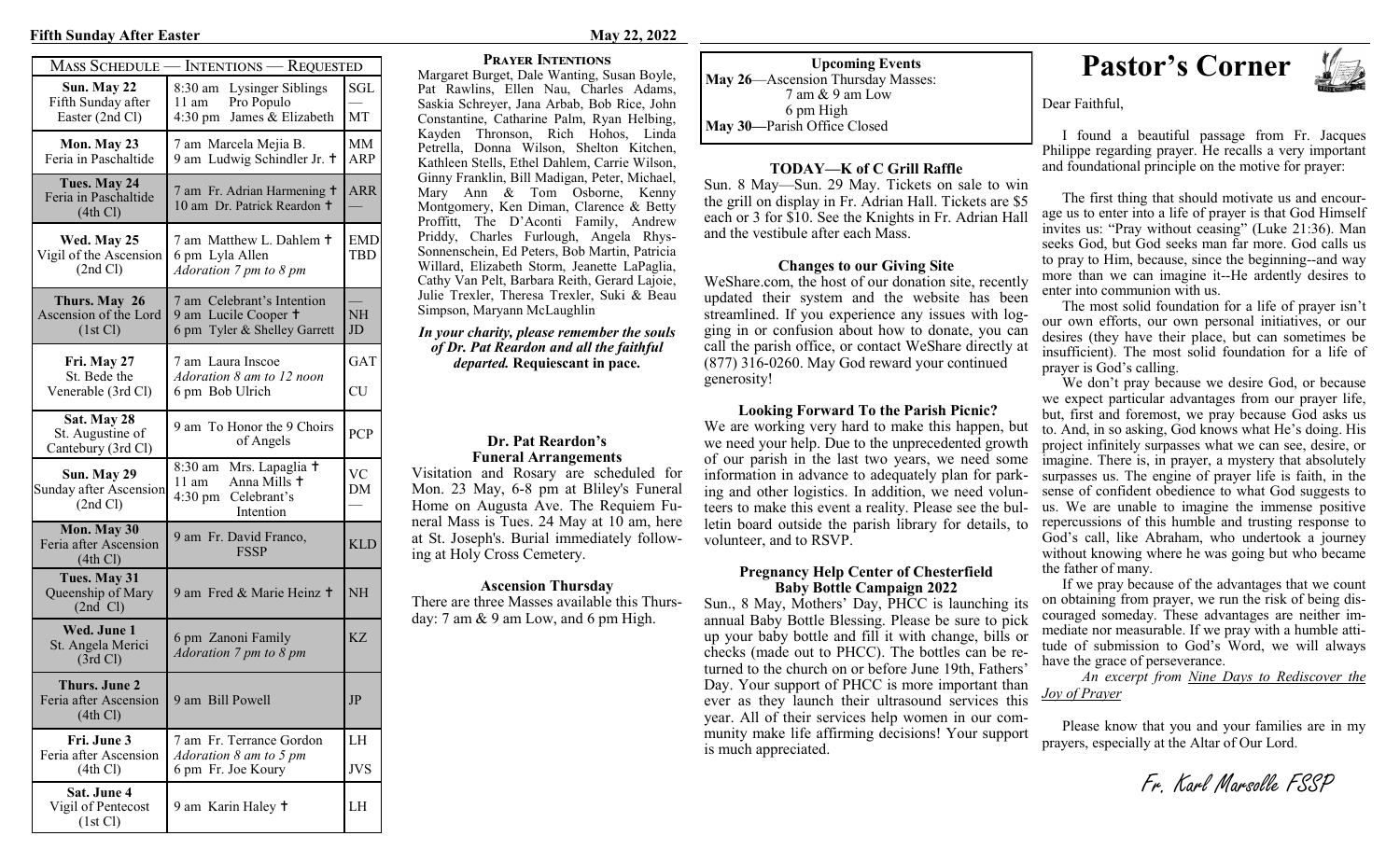## Fifth Sunday After Easter — May 22, 2022

| Mass Schedule — Intentions — Requested | | |
|---|---|---|
| **Sun. May 22** Fifth Sunday after Easter (2nd Cl) | 8:30 am Lysinger Siblings<br>11 am Pro Populo<br>4:30 pm James & Elizabeth | SGL<br>—<br>MT |
| **Mon. May 23** Feria in Paschaltide | 7 am Marcela Mejia B.<br>9 am Ludwig Schindler Jr. ✝ | MM<br>ARP |
| **Tues. May 24** Feria in Paschaltide (4th Cl) | 7 am Fr. Adrian Harmening ✝<br>10 am Dr. Patrick Reardon ✝ | ARR<br>— |
| **Wed. May 25** Vigil of the Ascension (2nd Cl) | 7 am Matthew L. Dahlem ✝<br>6 pm Lyla Allen<br>*Adoration 7 pm to 8 pm* | EMD<br>TBD |
| **Thurs. May 26** Ascension of the Lord (1st Cl) | 7 am Celebrant's Intention<br>9 am Lucile Cooper ✝<br>6 pm Tyler & Shelley Garrett | —<br>NH<br>JD |
| **Fri. May 27** St. Bede the Venerable (3rd Cl) | 7 am Laura Inscoe<br>*Adoration 8 am to 12 noon*<br>6 pm Bob Ulrich | GAT<br><br>CU |
| **Sat. May 28** St. Augustine of Cantebury (3rd Cl) | 9 am To Honor the 9 Choirs of Angels | PCP |
| **Sun. May 29** Sunday after Ascension (2nd Cl) | 8:30 am Mrs. Lapaglia ✝<br>11 am Anna Mills ✝<br>4:30 pm Celebrant's Intention | VC<br>DM<br>— |
| **Mon. May 30** Feria after Ascension (4th Cl) | 9 am Fr. David Franco, FSSP | KLD |
| **Tues. May 31** Queenship of Mary (2nd Cl) | 9 am Fred & Marie Heinz ✝ | NH |
| **Wed. June 1** St. Angela Merici (3rd Cl) | 6 pm Zanoni Family<br>*Adoration 7 pm to 8 pm* | KZ |
| **Thurs. June 2** Feria after Ascension (4th Cl) | 9 am Bill Powell | JP |
| **Fri. June 3** Feria after Ascension (4th Cl) | 7 am Fr. Terrance Gordon<br>*Adoration 8 am to 5 pm*<br>6 pm Fr. Joe Koury | LH<br><br>JVS |
| **Sat. June 4** Vigil of Pentecost (1st Cl) | 9 am Karin Haley ✝ | LH |

### Prayer Intentions

Margaret Burget, Dale Wanting, Susan Boyle, Pat Rawlins, Ellen Nau, Charles Adams, Saskia Schreyer, Jana Arbab, Bob Rice, John Constantine, Catharine Palm, Ryan Helbing, Kayden Thronson, Rich Hohos, Linda Petrella, Donna Wilson, Shelton Kitchen, Kathleen Stells, Ethel Dahlem, Carrie Wilson, Ginny Franklin, Bill Madigan, Peter, Michael, Mary Ann & Tom Osborne, Kenny Montgomery, Ken Diman, Clarence & Betty Proffitt, The D'Aconti Family, Andrew Priddy, Charles Furlough, Angela Rhys-Sonnenschein, Ed Peters, Bob Martin, Patricia Willard, Elizabeth Storm, Jeanette LaPaglia, Cathy Van Pelt, Barbara Reith, Gerard Lajoie, Julie Trexler, Theresa Trexler, Suki & Beau Simpson, Maryann McLaughlin

***In your charity, please remember the souls of Dr. Pat Reardon and all the faithful departed.* Requiescant in pace.**

### Dr. Pat Reardon's Funeral Arrangements

Visitation and Rosary are scheduled for Mon. 23 May, 6-8 pm at Bliley's Funeral Home on Augusta Ave. The Requiem Funeral Mass is Tues. 24 May at 10 am, here at St. Joseph's. Burial immediately following at Holy Cross Cemetery.

### Ascension Thursday

There are three Masses available this Thursday: 7 am & 9 am Low, and 6 pm High.

### Upcoming Events

**May 26**—Ascension Thursday Masses:
7 am & 9 am Low
6 pm High
**May 30—**Parish Office Closed

### TODAY—K of C Grill Raffle

Sun. 8 May—Sun. 29 May. Tickets on sale to win the grill on display in Fr. Adrian Hall. Tickets are $5 each or 3 for $10. See the Knights in Fr. Adrian Hall and the vestibule after each Mass.

### Changes to our Giving Site

WeShare.com, the host of our donation site, recently updated their system and the website has been streamlined. If you experience any issues with logging in or confusion about how to donate, you can call the parish office, or contact WeShare directly at (877) 316-0260. May God reward your continued generosity!

### Looking Forward To the Parish Picnic?

We are working very hard to make this happen, but we need your help. Due to the unprecedented growth of our parish in the last two years, we need some information in advance to adequately plan for parking and other logistics. In addition, we need volunteers to make this event a reality. Please see the bulletin board outside the parish library for details, to volunteer, and to RSVP.

### Pregnancy Help Center of Chesterfield Baby Bottle Campaign 2022

Sun., 8 May, Mothers' Day, PHCC is launching its annual Baby Bottle Blessing. Please be sure to pick up your baby bottle and fill it with change, bills or checks (made out to PHCC). The bottles can be returned to the church on or before June 19th, Fathers' Day. Your support of PHCC is more important than ever as they launch their ultrasound services this year. All of their services help women in our community make life affirming decisions! Your support is much appreciated.

## Pastor's Corner

Dear Faithful,

I found a beautiful passage from Fr. Jacques Philippe regarding prayer. He recalls a very important and foundational principle on the motive for prayer:

The first thing that should motivate us and encourage us to enter into a life of prayer is that God Himself invites us: "Pray without ceasing" (Luke 21:36). Man seeks God, but God seeks man far more. God calls us to pray to Him, because, since the beginning--and way more than we can imagine it--He ardently desires to enter into communion with us.

The most solid foundation for a life of prayer isn't our own efforts, our own personal initiatives, or our desires (they have their place, but can sometimes be insufficient). The most solid foundation for a life of prayer is God's calling.

We don't pray because we desire God, or because we expect particular advantages from our prayer life, but, first and foremost, we pray because God asks us to. And, in so asking, God knows what He's doing. His project infinitely surpasses what we can see, desire, or imagine. There is, in prayer, a mystery that absolutely surpasses us. The engine of prayer life is faith, in the sense of confident obedience to what God suggests to us. We are unable to imagine the immense positive repercussions of this humble and trusting response to God's call, like Abraham, who undertook a journey without knowing where he was going but who became the father of many.

If we pray because of the advantages that we count on obtaining from prayer, we run the risk of being discouraged someday. These advantages are neither immediate nor measurable. If we pray with a humble attitude of submission to God's Word, we will always have the grace of perseverance.

*An excerpt from Nine Days to Rediscover the Joy of Prayer*

Please know that you and your families are in my prayers, especially at the Altar of Our Lord.

Fr. Karl Marsolle FSSP